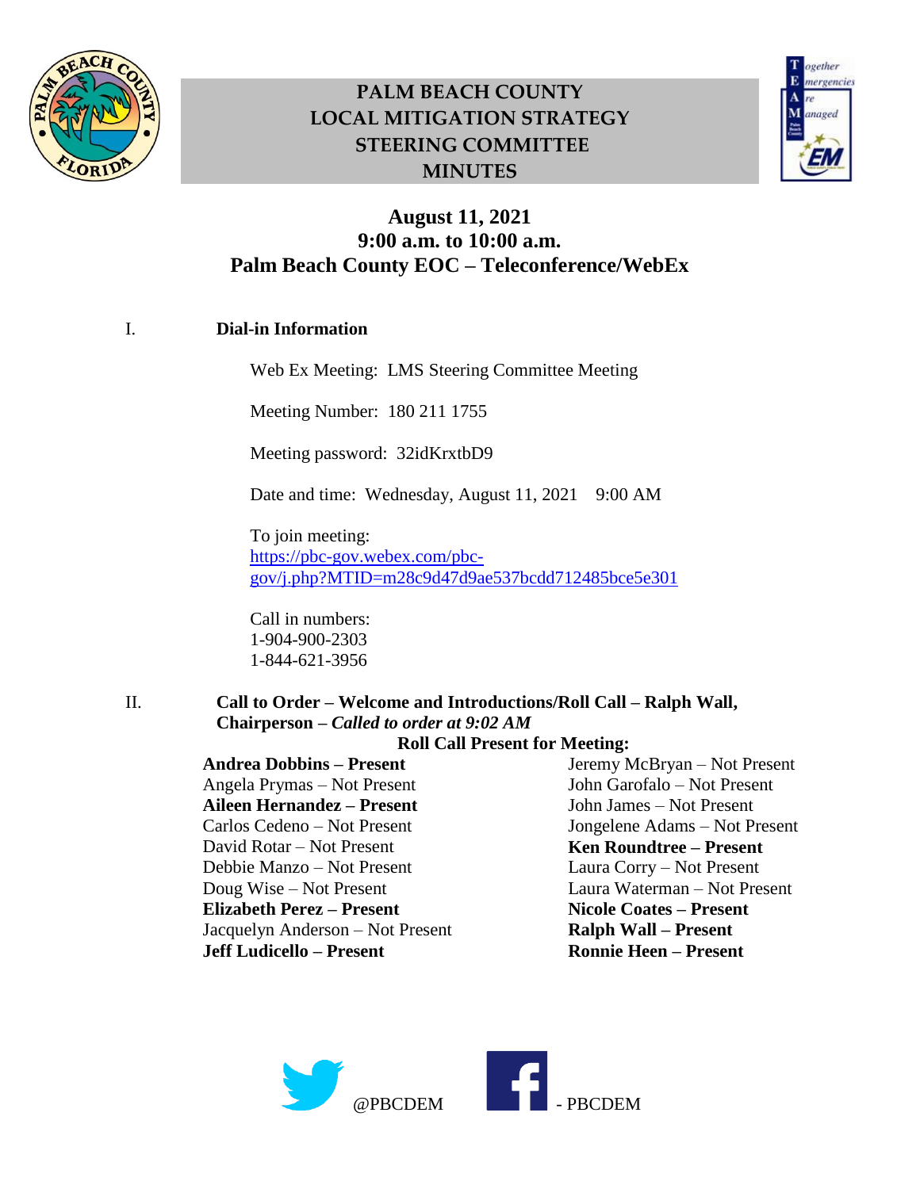# PALM BEACH COUNTY LOCAL MITIGATION STRATEGY STEERING COMMITTEE MINUTES

## August 11, 2021
## 9:00 a.m. to 10:00 a.m.
## Palm Beach County EOC – Teleconference/WebEx

I. **Dial-in Information**

Web Ex Meeting: LMS Steering Committee Meeting

Meeting Number: 180 211 1755

Meeting password: 32idKrxtbD9

Date and time: Wednesday, August 11, 2021 9:00 AM

To join meeting:
[https://pbc-gov.webex.com/pbc-gov/j.php?MTID=m28c9d47d9ae537bcdd712485bce5e301](https://pbc-gov.webex.com/pbc-gov/j.php?MTID=m28c9d47d9ae537bcdd712485bce5e301)

Call in numbers:
1-904-900-2303
1-844-621-3956

II. **Call to Order – Welcome and Introductions/Roll Call – Ralph Wall, Chairperson –** ***Called to order at 9:02 AM***

**Roll Call Present for Meeting:**

**Andrea Dobbins – Present**
Angela Prymas – Not Present
**Aileen Hernandez – Present**
Carlos Cedeno – Not Present
David Rotar – Not Present
Debbie Manzo – Not Present
Doug Wise – Not Present
**Elizabeth Perez – Present**
Jacquelyn Anderson – Not Present
**Jeff Ludicello – Present**
Jeremy McBryan – Not Present
John Garofalo – Not Present
John James – Not Present
Jongelene Adams – Not Present
**Ken Roundtree – Present**
Laura Corry – Not Present
Laura Waterman – Not Present
**Nicole Coates – Present**
**Ralph Wall – Present**
**Ronnie Heen – Present**

@PBCDEM - PBCDEM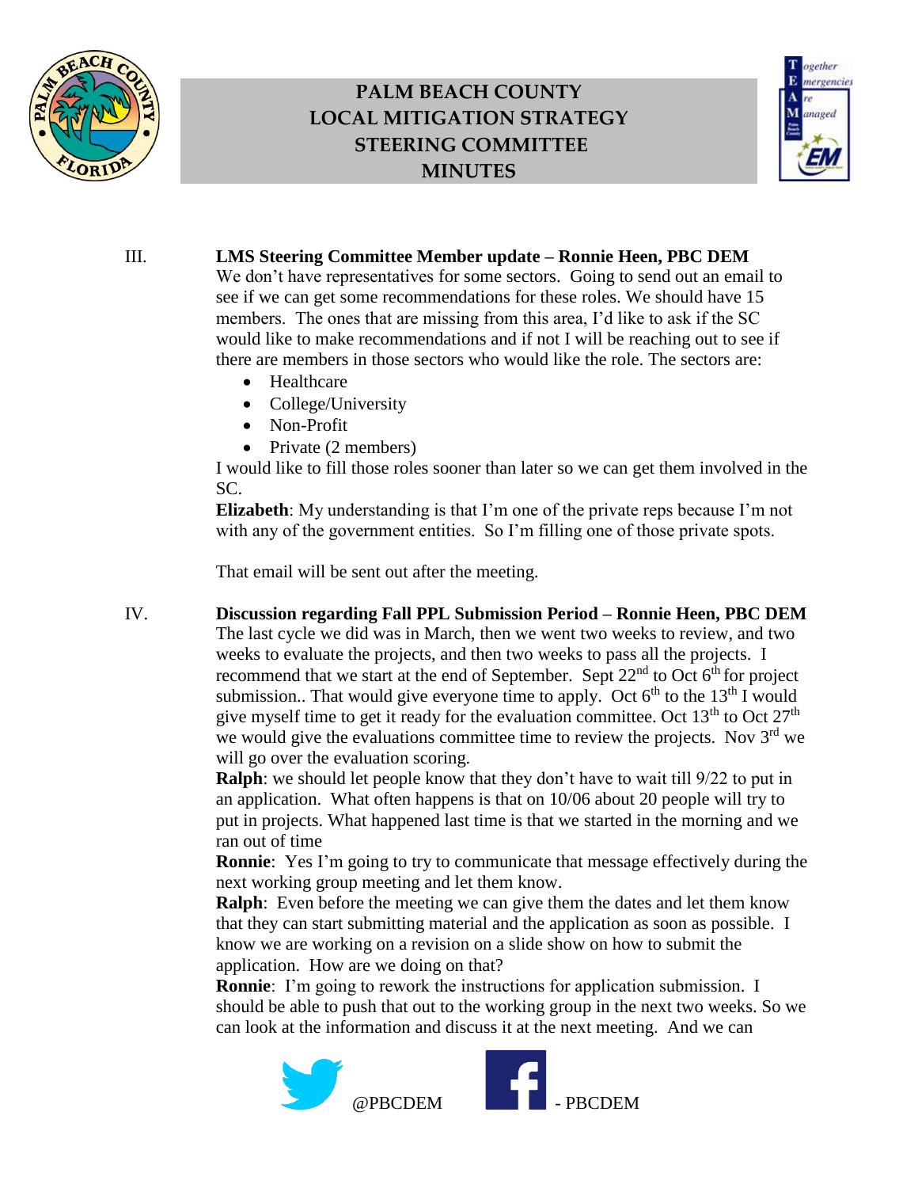III. **LMS Steering Committee Member update – Ronnie Heen, PBC DEM**

We don't have representatives for some sectors. Going to send out an email to see if we can get some recommendations for these roles. We should have 15 members. The ones that are missing from this area, I'd like to ask if the SC would like to make recommendations and if not I will be reaching out to see if there are members in those sectors who would like the role. The sectors are:

- Healthcare
- College/University
- Non-Profit
- Private (2 members)

I would like to fill those roles sooner than later so we can get them involved in the SC.

**Elizabeth**: My understanding is that I'm one of the private reps because I'm not with any of the government entities. So I'm filling one of those private spots.

That email will be sent out after the meeting.

IV. **Discussion regarding Fall PPL Submission Period – Ronnie Heen, PBC DEM**

The last cycle we did was in March, then we went two weeks to review, and two weeks to evaluate the projects, and then two weeks to pass all the projects. I recommend that we start at the end of September. Sept 22nd to Oct 6th for project submission.. That would give everyone time to apply. Oct 6th to the 13th I would give myself time to get it ready for the evaluation committee. Oct 13th to Oct 27th we would give the evaluations committee time to review the projects. Nov 3rd we will go over the evaluation scoring.

**Ralph**: we should let people know that they don't have to wait till 9/22 to put in an application. What often happens is that on 10/06 about 20 people will try to put in projects. What happened last time is that we started in the morning and we ran out of time

**Ronnie**: Yes I'm going to try to communicate that message effectively during the next working group meeting and let them know.

**Ralph**: Even before the meeting we can give them the dates and let them know that they can start submitting material and the application as soon as possible. I know we are working on a revision on a slide show on how to submit the application. How are we doing on that?

**Ronnie**: I'm going to rework the instructions for application submission. I should be able to push that out to the working group in the next two weeks. So we can look at the information and discuss it at the next meeting. And we can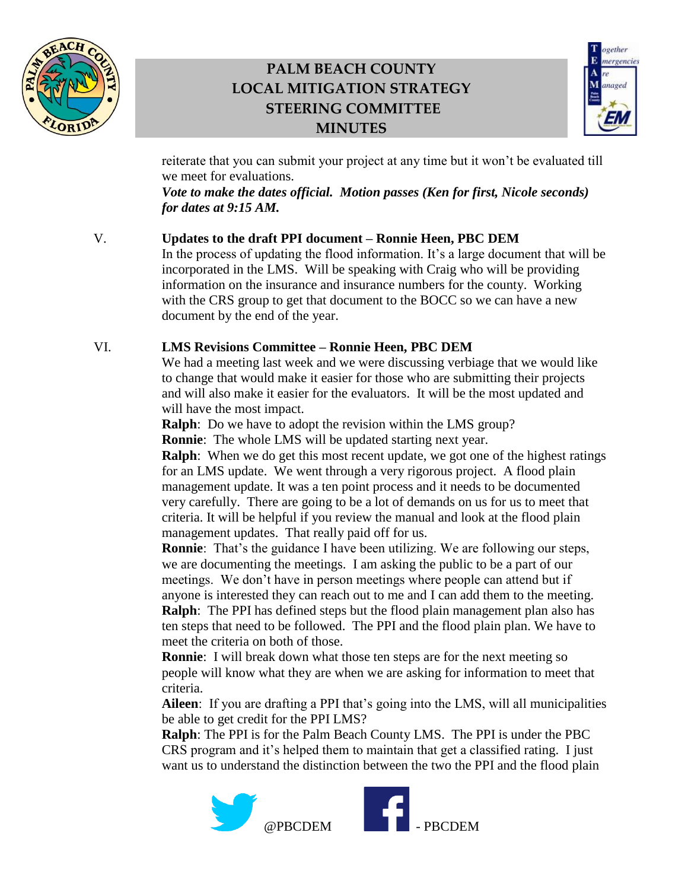reiterate that you can submit your project at any time but it won't be evaluated till we meet for evaluations.

***Vote to make the dates official. Motion passes (Ken for first, Nicole seconds) for dates at 9:15 AM.***

V. **Updates to the draft PPI document – Ronnie Heen, PBC DEM**

In the process of updating the flood information. It's a large document that will be incorporated in the LMS. Will be speaking with Craig who will be providing information on the insurance and insurance numbers for the county. Working with the CRS group to get that document to the BOCC so we can have a new document by the end of the year.

VI. **LMS Revisions Committee – Ronnie Heen, PBC DEM**

We had a meeting last week and we were discussing verbiage that we would like to change that would make it easier for those who are submitting their projects and will also make it easier for the evaluators. It will be the most updated and will have the most impact.

**Ralph**: Do we have to adopt the revision within the LMS group?

**Ronnie**: The whole LMS will be updated starting next year.

**Ralph**: When we do get this most recent update, we got one of the highest ratings for an LMS update. We went through a very rigorous project. A flood plain management update. It was a ten point process and it needs to be documented very carefully. There are going to be a lot of demands on us for us to meet that criteria. It will be helpful if you review the manual and look at the flood plain management updates. That really paid off for us.

**Ronnie**: That's the guidance I have been utilizing. We are following our steps, we are documenting the meetings. I am asking the public to be a part of our meetings. We don't have in person meetings where people can attend but if anyone is interested they can reach out to me and I can add them to the meeting.

**Ralph**: The PPI has defined steps but the flood plain management plan also has ten steps that need to be followed. The PPI and the flood plain plan. We have to meet the criteria on both of those.

**Ronnie**: I will break down what those ten steps are for the next meeting so people will know what they are when we are asking for information to meet that criteria.

**Aileen**: If you are drafting a PPI that's going into the LMS, will all municipalities be able to get credit for the PPI LMS?

**Ralph**: The PPI is for the Palm Beach County LMS. The PPI is under the PBC CRS program and it's helped them to maintain that get a classified rating. I just want us to understand the distinction between the two the PPI and the flood plain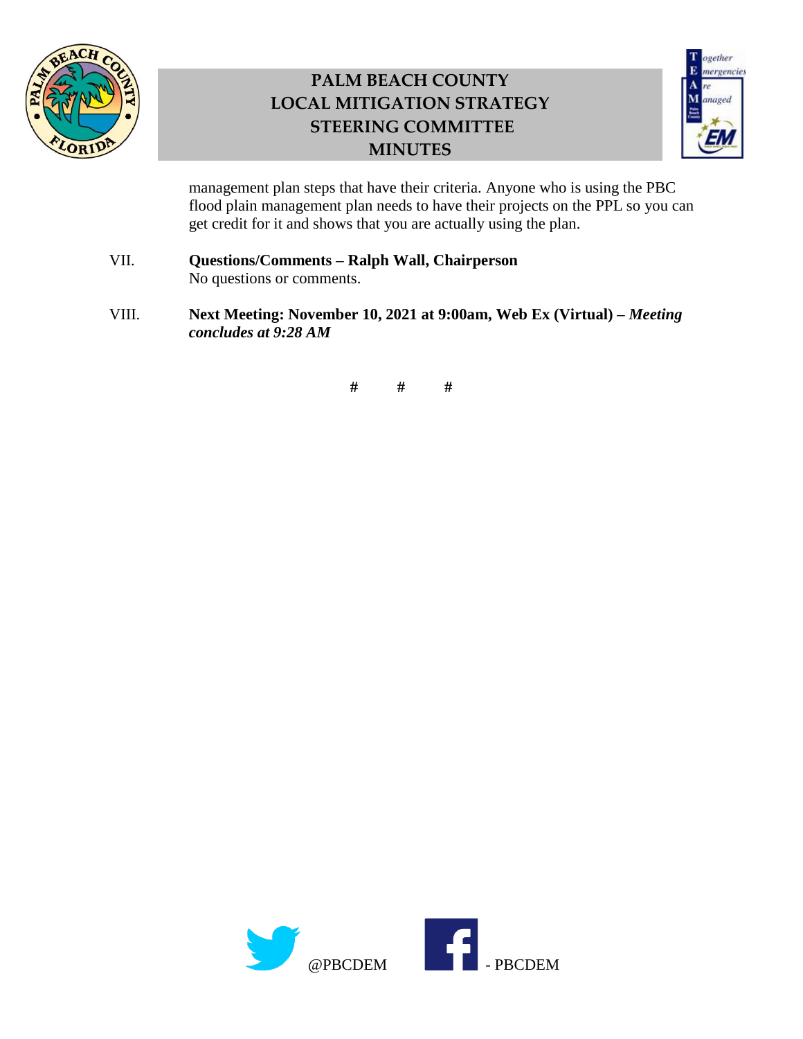management plan steps that have their criteria. Anyone who is using the PBC flood plain management plan needs to have their projects on the PPL so you can get credit for it and shows that you are actually using the plan.

VII. **Questions/Comments – Ralph Wall, Chairperson**
No questions or comments.

VIII. **Next Meeting: November 10, 2021 at 9:00am, Web Ex (Virtual) –** ***Meeting concludes at 9:28 AM***

# # #

@PBCDEM - PBCDEM